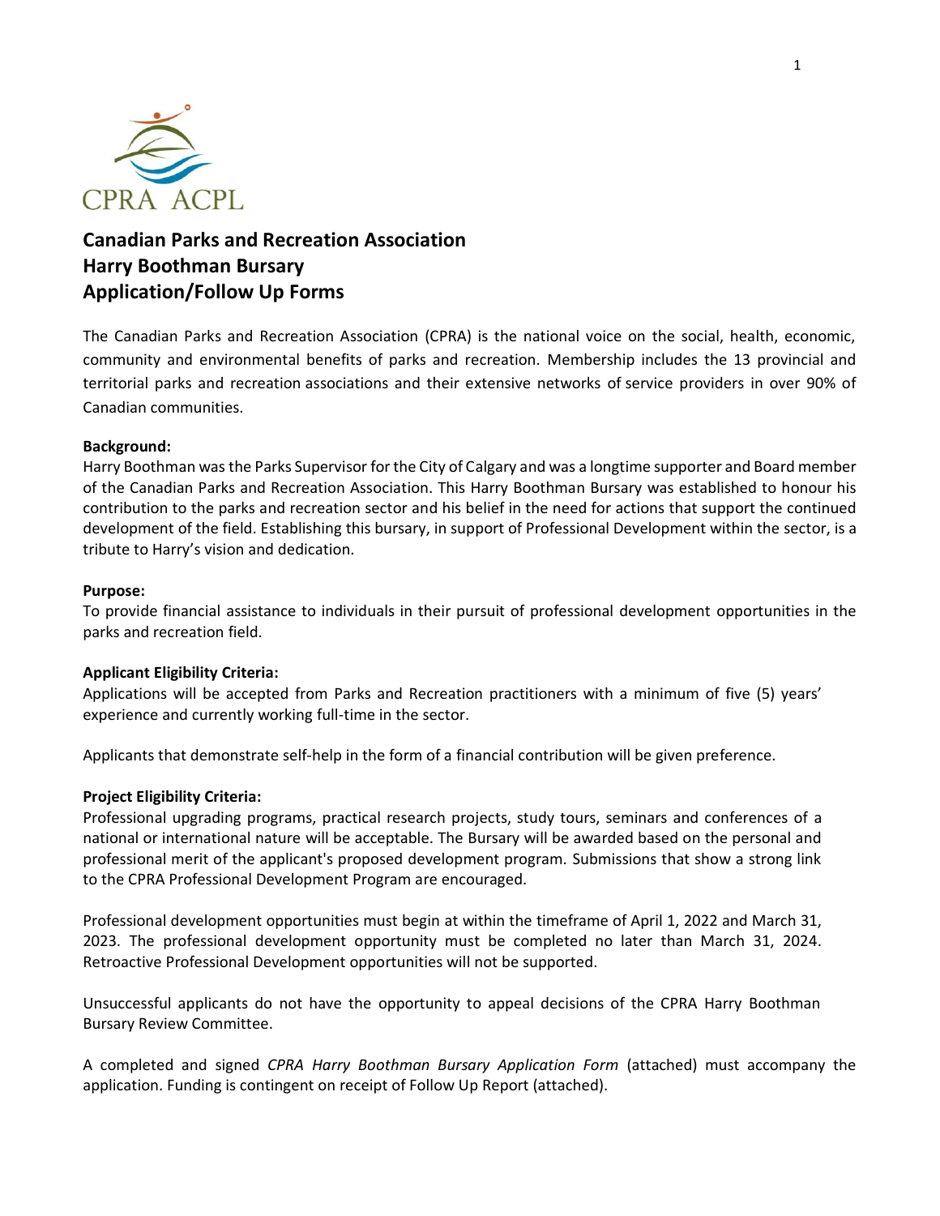CPRA ACPL

# Canadian Parks and Recreation Association
# Harry Boothman Bursary
# Application/Follow Up Forms

The Canadian Parks and Recreation Association (CPRA) is the national voice on the social, health, economic, community and environmental benefits of parks and recreation. Membership includes the 13 provincial and territorial parks and recreation associations and their extensive networks of service providers in over 90% of Canadian communities.

**Background:**
Harry Boothman was the Parks Supervisor for the City of Calgary and was a longtime supporter and Board member of the Canadian Parks and Recreation Association. This Harry Boothman Bursary was established to honour his contribution to the parks and recreation sector and his belief in the need for actions that support the continued development of the field. Establishing this bursary, in support of Professional Development within the sector, is a tribute to Harry's vision and dedication.

**Purpose:**
To provide financial assistance to individuals in their pursuit of professional development opportunities in the parks and recreation field.

**Applicant Eligibility Criteria:**
Applications will be accepted from Parks and Recreation practitioners with a minimum of five (5) years' experience and currently working full-time in the sector.

Applicants that demonstrate self-help in the form of a financial contribution will be given preference.

**Project Eligibility Criteria:**
Professional upgrading programs, practical research projects, study tours, seminars and conferences of a national or international nature will be acceptable. The Bursary will be awarded based on the personal and professional merit of the applicant's proposed development program. Submissions that show a strong link to the CPRA Professional Development Program are encouraged.

Professional development opportunities must begin at within the timeframe of April 1, 2022 and March 31, 2023. The professional development opportunity must be completed no later than March 31, 2024. Retroactive Professional Development opportunities will not be supported.

Unsuccessful applicants do not have the opportunity to appeal decisions of the CPRA Harry Boothman Bursary Review Committee.

A completed and signed *CPRA Harry Boothman Bursary Application Form* (attached) must accompany the application. Funding is contingent on receipt of Follow Up Report (attached).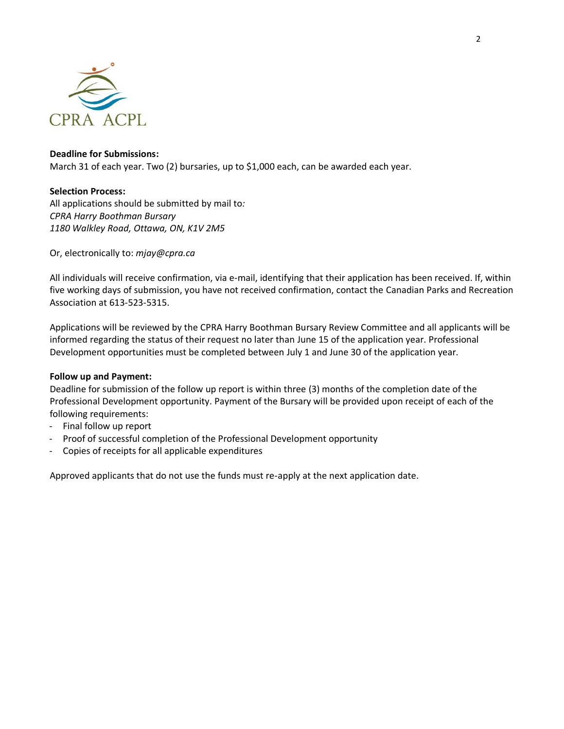**Deadline for Submissions:**
March 31 of each year. Two (2) bursaries, up to $1,000 each, can be awarded each year.

**Selection Process:**
All applications should be submitted by mail to*:*
*CPRA Harry Boothman Bursary*
*1180 Walkley Road, Ottawa, ON, K1V 2M5*

Or, electronically to: *mjay@cpra.ca*

All individuals will receive confirmation, via e-mail, identifying that their application has been received. If, within five working days of submission, you have not received confirmation, contact the Canadian Parks and Recreation Association at 613-523-5315.

Applications will be reviewed by the CPRA Harry Boothman Bursary Review Committee and all applicants will be informed regarding the status of their request no later than June 15 of the application year. Professional Development opportunities must be completed between July 1 and June 30 of the application year.

**Follow up and Payment:**
Deadline for submission of the follow up report is within three (3) months of the completion date of the Professional Development opportunity. Payment of the Bursary will be provided upon receipt of each of the following requirements:

- Final follow up report
- Proof of successful completion of the Professional Development opportunity
- Copies of receipts for all applicable expenditures

Approved applicants that do not use the funds must re-apply at the next application date.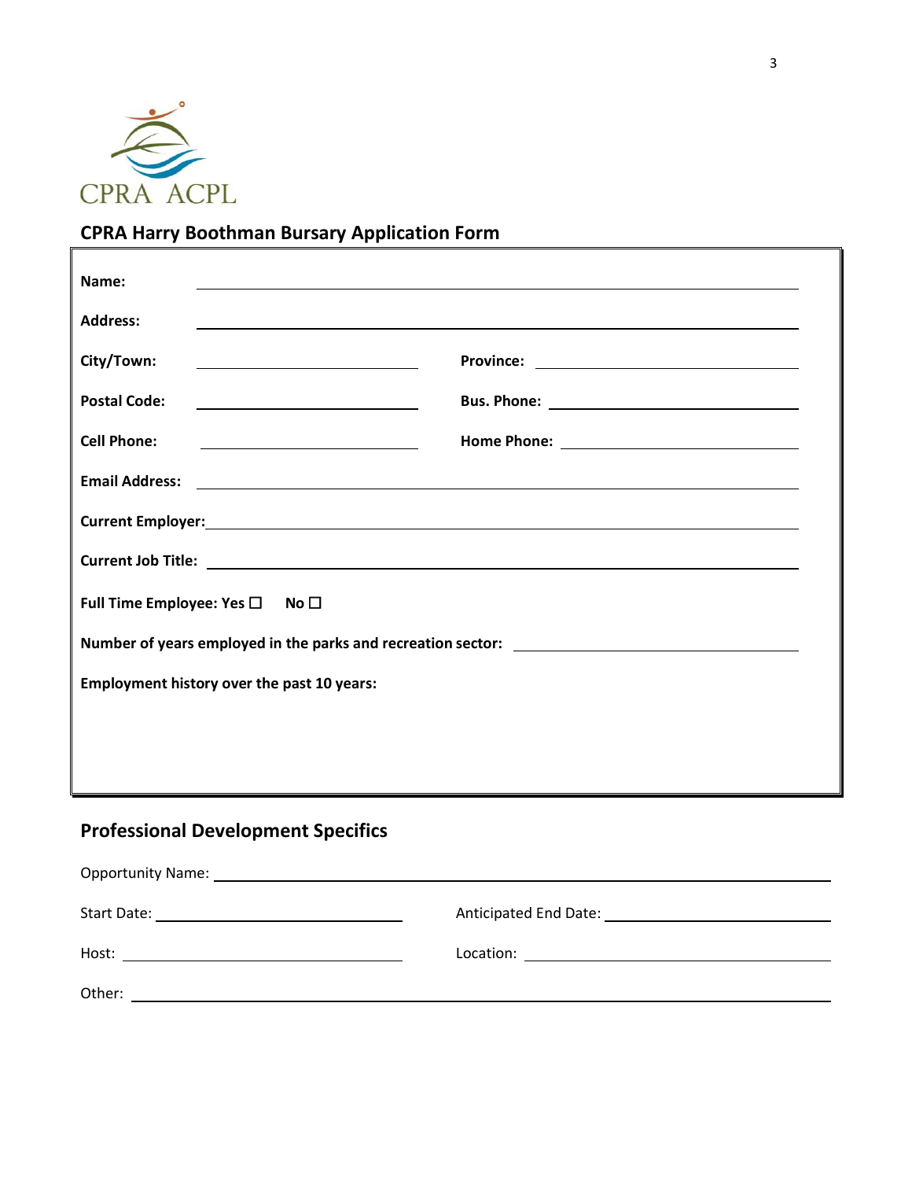CPRA ACPL

## CPRA Harry Boothman Bursary Application Form

**Name:** \_\_\_\_\_\_\_\_\_\_\_\_\_\_\_\_\_\_\_\_\_\_\_\_\_\_\_\_\_\_\_\_\_\_\_\_\_\_\_\_\_\_

**Address:** \_\_\_\_\_\_\_\_\_\_\_\_\_\_\_\_\_\_\_\_\_\_\_\_\_\_\_\_\_\_\_\_\_\_\_\_\_\_\_\_\_\_

**City/Town:** \_\_\_\_\_\_\_\_\_\_\_\_\_\_\_\_\_\_\_\_ **Province:** \_\_\_\_\_\_\_\_\_\_\_\_\_\_\_\_\_\_\_\_

**Postal Code:** \_\_\_\_\_\_\_\_\_\_\_\_\_\_\_\_\_\_\_\_ **Bus. Phone:** \_\_\_\_\_\_\_\_\_\_\_\_\_\_\_\_\_\_\_\_

**Cell Phone:** \_\_\_\_\_\_\_\_\_\_\_\_\_\_\_\_\_\_\_\_ **Home Phone:** \_\_\_\_\_\_\_\_\_\_\_\_\_\_\_\_\_\_\_\_

**Email Address:** \_\_\_\_\_\_\_\_\_\_\_\_\_\_\_\_\_\_\_\_\_\_\_\_\_\_\_\_\_\_\_\_\_\_\_\_\_\_\_\_\_\_

**Current Employer:** \_\_\_\_\_\_\_\_\_\_\_\_\_\_\_\_\_\_\_\_\_\_\_\_\_\_\_\_\_\_\_\_\_\_\_\_\_\_\_\_\_\_

**Current Job Title:** \_\_\_\_\_\_\_\_\_\_\_\_\_\_\_\_\_\_\_\_\_\_\_\_\_\_\_\_\_\_\_\_\_\_\_\_\_\_\_\_\_\_

**Full Time Employee: Yes ☐ No ☐**

**Number of years employed in the parks and recreation sector:** \_\_\_\_\_\_\_\_\_\_\_\_\_\_\_\_\_\_\_\_

**Employment history over the past 10 years:**

## Professional Development Specifics

Opportunity Name: \_\_\_\_\_\_\_\_\_\_\_\_\_\_\_\_\_\_\_\_\_\_\_\_\_\_\_\_\_\_\_\_\_\_\_\_\_\_\_\_\_\_

Start Date: \_\_\_\_\_\_\_\_\_\_\_\_\_\_\_\_\_\_\_\_ Anticipated End Date: \_\_\_\_\_\_\_\_\_\_\_\_\_\_\_\_\_\_\_\_

Host: \_\_\_\_\_\_\_\_\_\_\_\_\_\_\_\_\_\_\_\_ Location: \_\_\_\_\_\_\_\_\_\_\_\_\_\_\_\_\_\_\_\_

Other: \_\_\_\_\_\_\_\_\_\_\_\_\_\_\_\_\_\_\_\_\_\_\_\_\_\_\_\_\_\_\_\_\_\_\_\_\_\_\_\_\_\_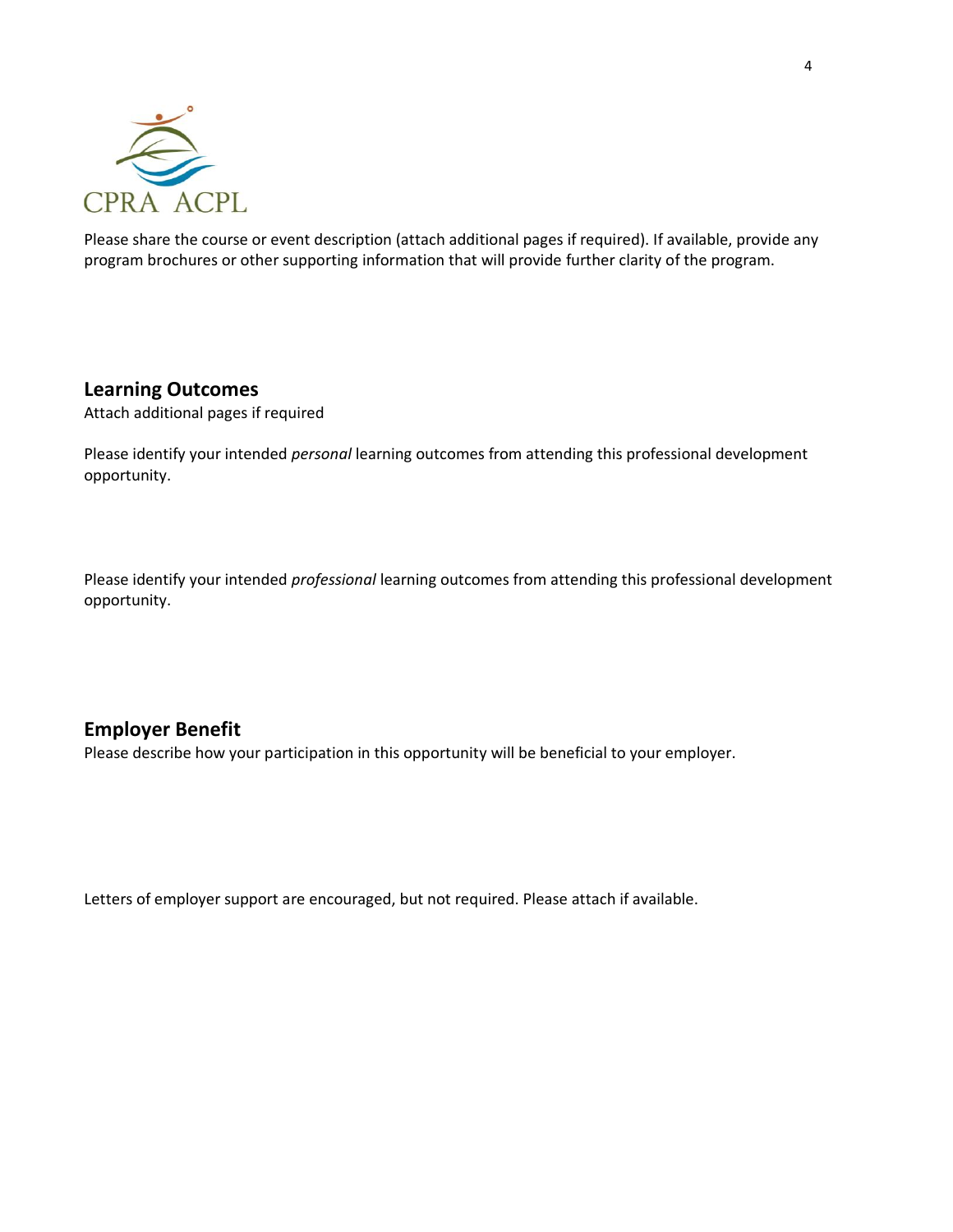CPRA ACPL

Please share the course or event description (attach additional pages if required). If available, provide any program brochures or other supporting information that will provide further clarity of the program.

## Learning Outcomes

Attach additional pages if required

Please identify your intended *personal* learning outcomes from attending this professional development opportunity.

Please identify your intended *professional* learning outcomes from attending this professional development opportunity.

## Employer Benefit

Please describe how your participation in this opportunity will be beneficial to your employer.

Letters of employer support are encouraged, but not required. Please attach if available.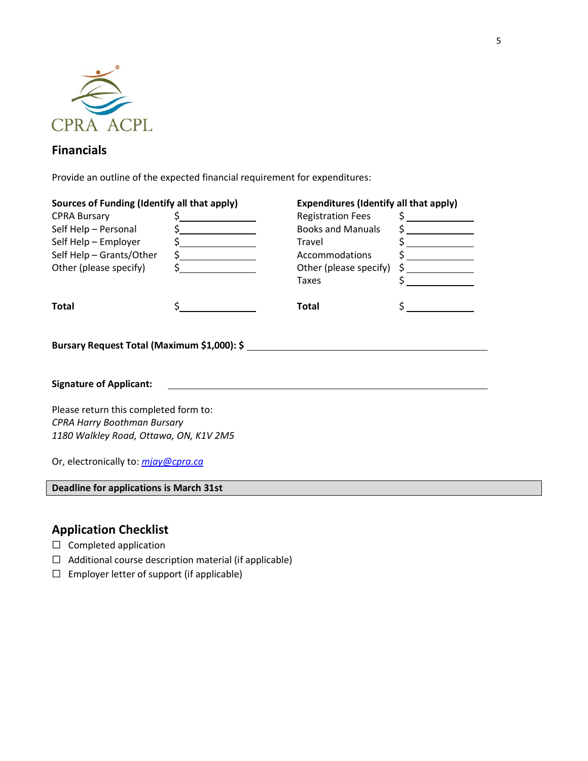CPRA ACPL

## Financials

Provide an outline of the expected financial requirement for expenditures:

| **Sources of Funding (Identify all that apply)** | | **Expenditures (Identify all that apply)** | |
|---|---|---|---|
| CPRA Bursary | $________ | Registration Fees | $________ |
| Self Help – Personal | $________ | Books and Manuals | $________ |
| Self Help – Employer | $________ | Travel | $________ |
| Self Help – Grants/Other | $________ | Accommodations | $________ |
| Other (please specify) | $________ | Other (please specify) | $________ |
| | | Taxes | $________ |
| **Total** | $________ | **Total** | $________ |

**Bursary Request Total (Maximum $1,000): $** ______________________________

**Signature of Applicant:** ______________________________

Please return this completed form to:
*CPRA Harry Boothman Bursary*
*1180 Walkley Road, Ottawa, ON, K1V 2M5*

Or, electronically to: *mjay@cpra.ca*

**Deadline for applications is March 31st**

## Application Checklist

- ☐ Completed application
- ☐ Additional course description material (if applicable)
- ☐ Employer letter of support (if applicable)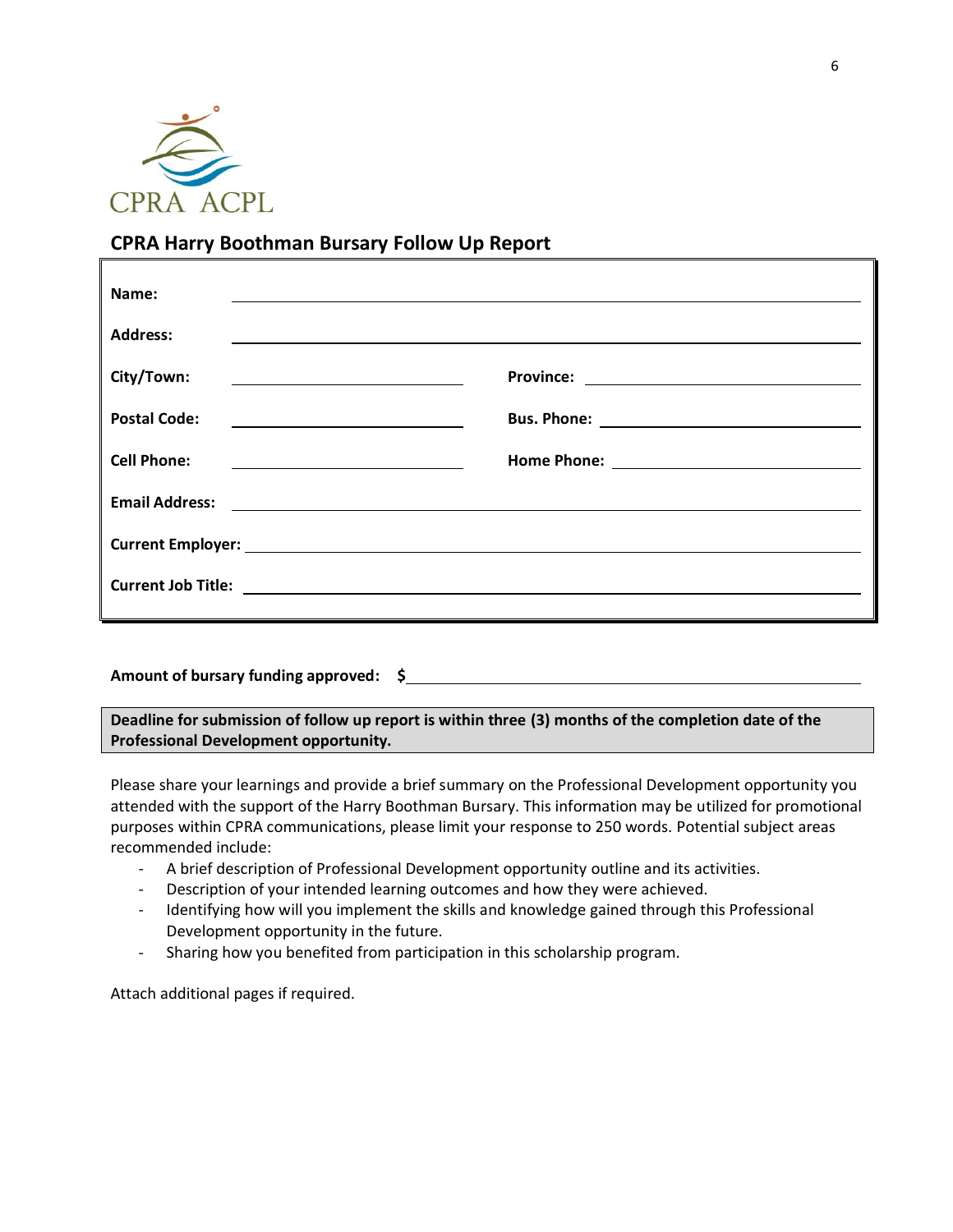CPRA ACPL

## CPRA Harry Boothman Bursary Follow Up Report

**Name:** ______________________________

**Address:** ______________________________

**City/Town:** ______________ **Province:** ______________

**Postal Code:** ______________ **Bus. Phone:** ______________

**Cell Phone:** ______________ **Home Phone:** ______________

**Email Address:** ______________________________

**Current Employer:** ______________________________

**Current Job Title:** ______________________________

**Amount of bursary funding approved: $** ______________________________

**Deadline for submission of follow up report is within three (3) months of the completion date of the Professional Development opportunity.**

Please share your learnings and provide a brief summary on the Professional Development opportunity you attended with the support of the Harry Boothman Bursary. This information may be utilized for promotional purposes within CPRA communications, please limit your response to 250 words. Potential subject areas recommended include:

- A brief description of Professional Development opportunity outline and its activities.
- Description of your intended learning outcomes and how they were achieved.
- Identifying how will you implement the skills and knowledge gained through this Professional Development opportunity in the future.
- Sharing how you benefited from participation in this scholarship program.

Attach additional pages if required.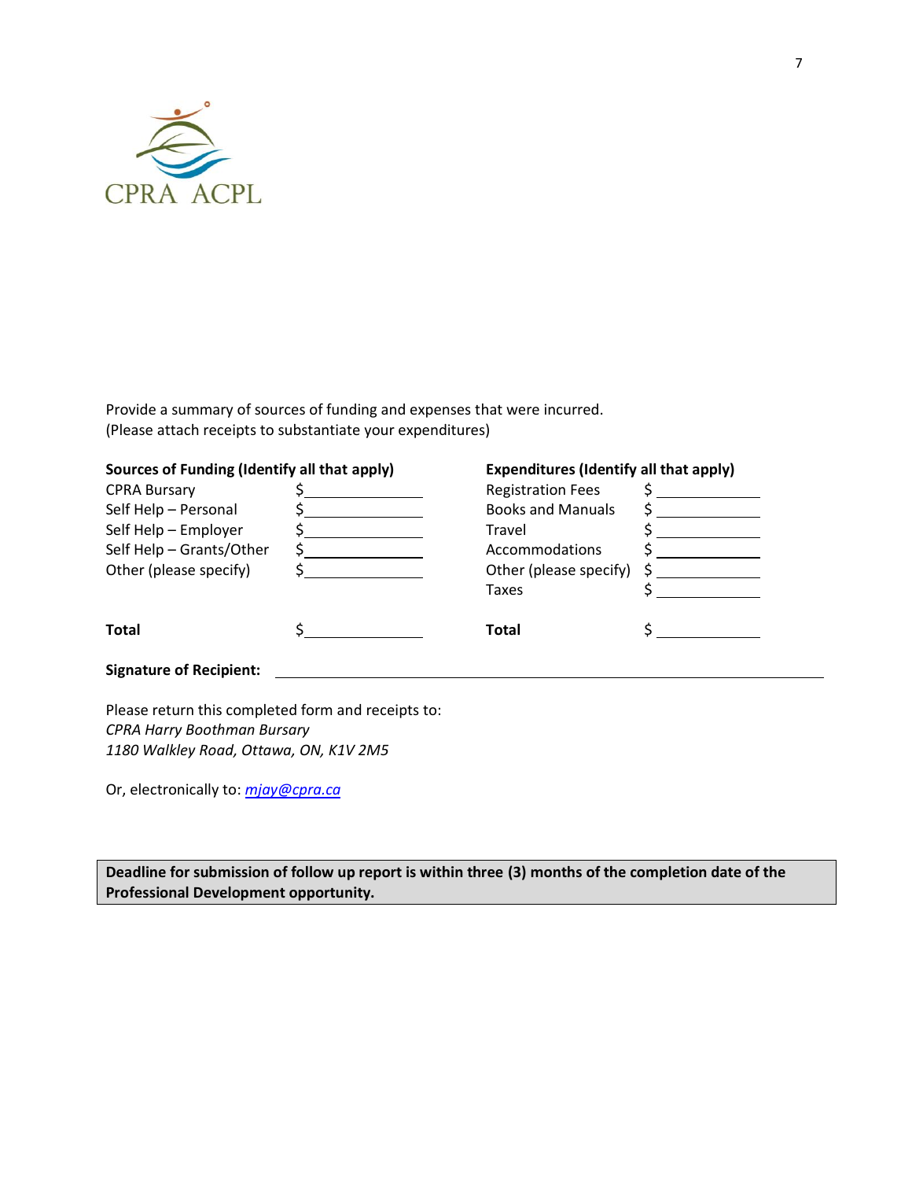CPRA ACPL

Provide a summary of sources of funding and expenses that were incurred.
(Please attach receipts to substantiate your expenditures)

| Sources of Funding (Identify all that apply) | | Expenditures (Identify all that apply) | |
|---|---|---|---|
| CPRA Bursary | $\_\_\_\_\_\_\_\_\_\_ | Registration Fees | $\_\_\_\_\_\_\_\_\_\_ |
| Self Help – Personal | $\_\_\_\_\_\_\_\_\_\_ | Books and Manuals | $\_\_\_\_\_\_\_\_\_\_ |
| Self Help – Employer | $\_\_\_\_\_\_\_\_\_\_ | Travel | $\_\_\_\_\_\_\_\_\_\_ |
| Self Help – Grants/Other | $\_\_\_\_\_\_\_\_\_\_ | Accommodations | $\_\_\_\_\_\_\_\_\_\_ |
| Other (please specify) | $\_\_\_\_\_\_\_\_\_\_ | Other (please specify) | $\_\_\_\_\_\_\_\_\_\_ |
| | | Taxes | $\_\_\_\_\_\_\_\_\_\_ |
| **Total** | $\_\_\_\_\_\_\_\_\_\_ | **Total** | $\_\_\_\_\_\_\_\_\_\_ |

**Signature of Recipient:** \_\_\_\_\_\_\_\_\_\_\_\_\_\_\_\_\_\_\_\_\_\_\_\_\_\_\_\_\_\_\_\_\_\_\_\_\_\_\_\_

Please return this completed form and receipts to:
*CPRA Harry Boothman Bursary*
*1180 Walkley Road, Ottawa, ON, K1V 2M5*

Or, electronically to: *mjay@cpra.ca*

**Deadline for submission of follow up report is within three (3) months of the completion date of the Professional Development opportunity.**